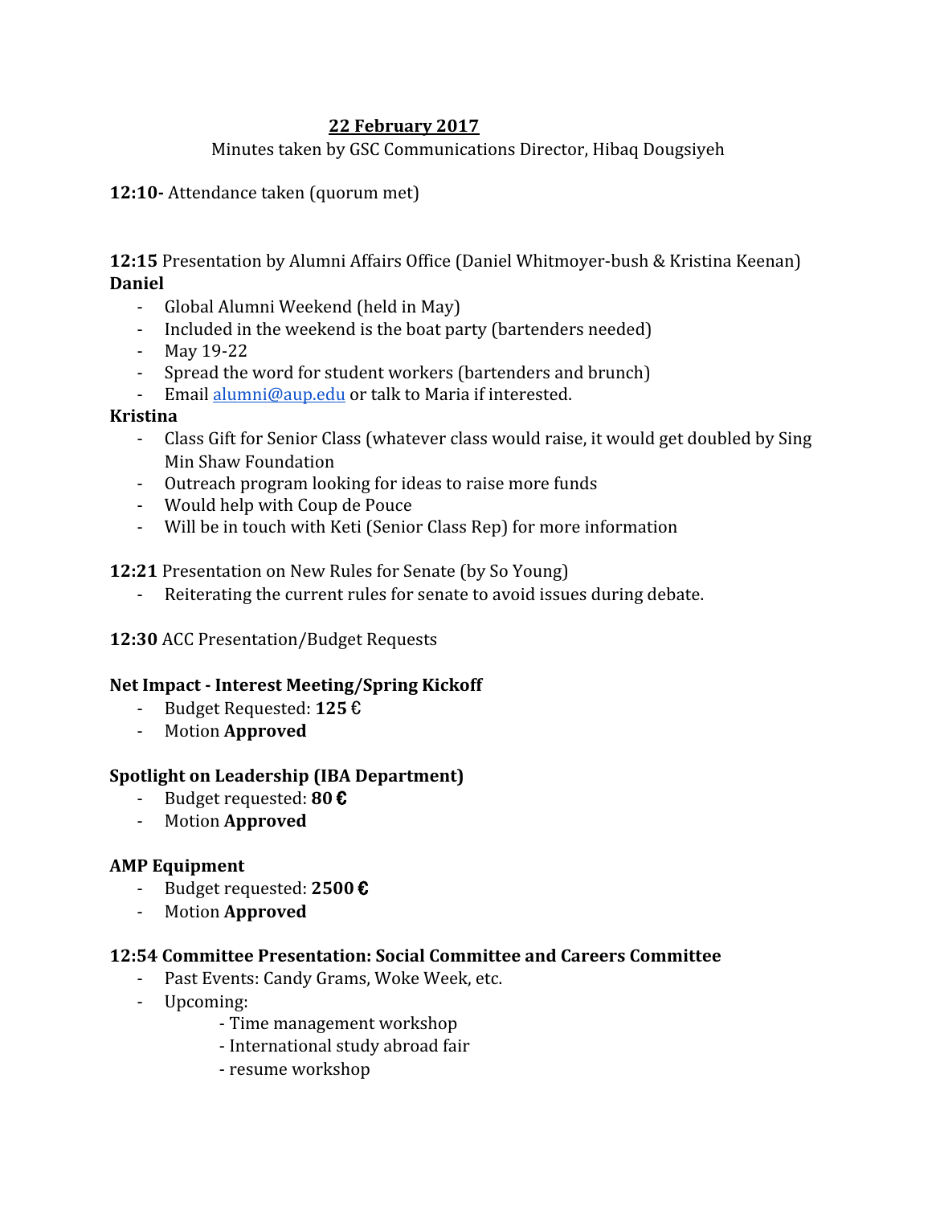**22 February 2017**

Minutes taken by GSC Communications Director, Hibaq Dougsiyeh

**12:10-** Attendance taken (quorum met)

**12:15** Presentation by Alumni Affairs Office (Daniel Whitmoyer-bush & Kristina Keenan)

**Daniel**

- Global Alumni Weekend (held in May)
- Included in the weekend is the boat party (bartenders needed)
- May 19-22
- Spread the word for student workers (bartenders and brunch)
- Email alumni@aup.edu or talk to Maria if interested.

**Kristina**

- Class Gift for Senior Class (whatever class would raise, it would get doubled by Sing Min Shaw Foundation
- Outreach program looking for ideas to raise more funds
- Would help with Coup de Pouce
- Will be in touch with Keti (Senior Class Rep) for more information

**12:21** Presentation on New Rules for Senate (by So Young)

- Reiterating the current rules for senate to avoid issues during debate.

**12:30** ACC Presentation/Budget Requests

**Net Impact - Interest Meeting/Spring Kickoff**

- Budget Requested: **125 €**
- Motion **Approved**

**Spotlight on Leadership (IBA Department)**

- Budget requested: **80 €**
- Motion **Approved**

**AMP Equipment**

- Budget requested: **2500 €**
- Motion **Approved**

**12:54 Committee Presentation: Social Committee and Careers Committee**

- Past Events: Candy Grams, Woke Week, etc.
- Upcoming:
  - Time management workshop
  - International study abroad fair
  - resume workshop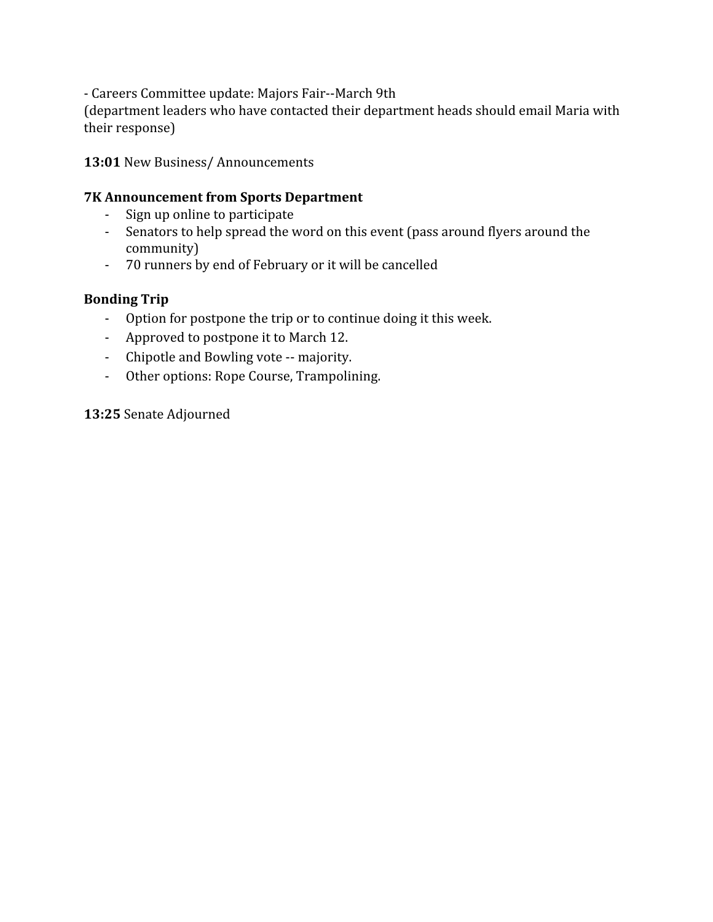- Careers Committee update: Majors Fair--March 9th
(department leaders who have contacted their department heads should email Maria with their response)

**13:01** New Business/ Announcements

**7K Announcement from Sports Department**

- Sign up online to participate
- Senators to help spread the word on this event (pass around flyers around the community)
- 70 runners by end of February or it will be cancelled

**Bonding Trip**

- Option for postpone the trip or to continue doing it this week.
- Approved to postpone it to March 12.
- Chipotle and Bowling vote -- majority.
- Other options: Rope Course, Trampolining.

**13:25** Senate Adjourned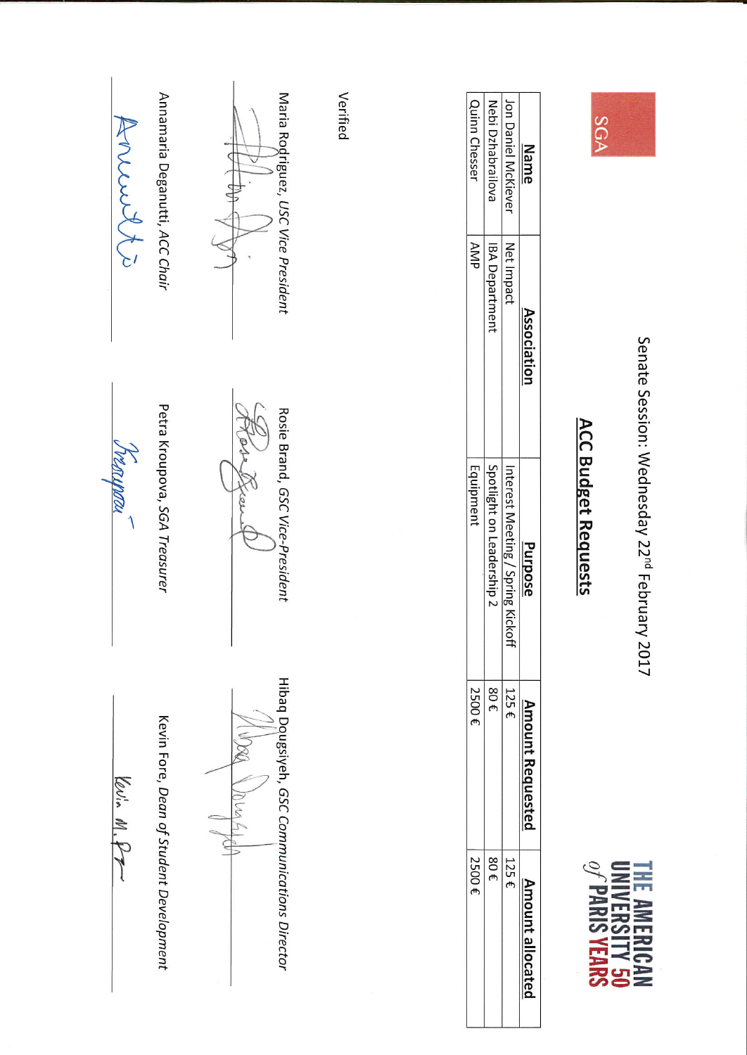SGA

THE AMERICAN UNIVERSITY *of* PARIS 50 YEARS

Senate Session: Wednesday 22nd February 2017

## ACC Budget Requests

| Name | Association | Purpose | Amount Requested | Amount allocated |
|---|---|---|---|---|
| Jon Daniel McKlever | Net Impact | Interest Meeting / Spring Kickoff | 125 € | 125 € |
| Nebi Dzhabrailova | IBA Department | Spotlight on Leadership 2 | 80 € | 80 € |
| Quinn Chesser | AMP | Equipment | 2500 € | 2500 € |

Verified

Maria Rodriguez, *USC Vice President*

Rosie Brand, *GSC Vice-President*

Hibaq Dougsiyeh, *GSC Communications Director*

Annamaria Deganutti, *ACC Chair*

Petra Kroupova, *SGA Treasurer*

Kevin Fore, *Dean of Student Development*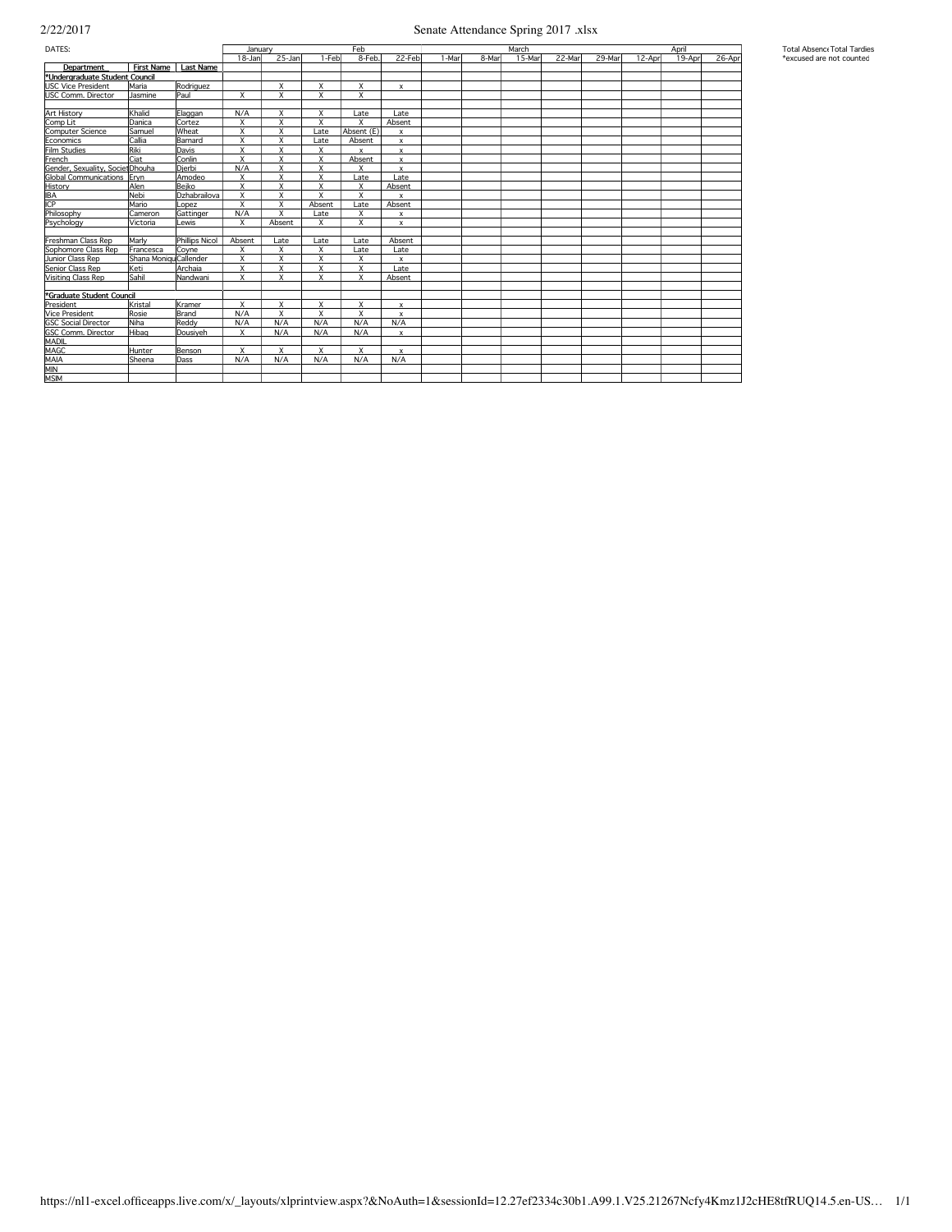| DATES: | | | January | | Feb | | | | | March | | | | April | | Total Absences | Total Tardies |
|---|---|---|---|---|---|---|---|---|---|---|---|---|---|---|---|---|---|
| | | | 18-Jan | 25-Jan | 1-Feb | 8-Feb. | 22-Feb | 1-Mar | 8-Mar | 15-Mar | 22-Mar | 29-Mar | 12-Apr | 19-Apr | 26-Apr | *excused are not counted | |
| Department | First Name | Last Name | | | | | | | | | | | | | | | |
| *Undergraduate Student Council | | | | | | | | | | | | | | | | | |
| USC Vice President | Maria | Rodriguez | | X | X | X | x | | | | | | | | | | |
| USC Comm. Director | Jasmine | Paul | X | X | X | X | | | | | | | | | | | |
| | | | | | | | | | | | | | | | | | |
| Art History | Khalid | Elaggan | N/A | X | X | Late | Late | | | | | | | | | | |
| Comp Lit | Danica | Cortez | X | X | X | X | Absent | | | | | | | | | | |
| Computer Science | Samuel | Wheat | X | X | Late | Absent (E) | x | | | | | | | | | | |
| Economics | Callia | Barnard | X | X | Late | Absent | x | | | | | | | | | | |
| Film Studies | Riki | Davis | X | X | X | x | x | | | | | | | | | | |
| French | Ciat | Conlin | X | X | X | Absent | x | | | | | | | | | | |
| Gender, Sexuality, Societ | Dhouha | Djerbi | N/A | X | X | X | x | | | | | | | | | | |
| Global Communications | Eryn | Amodeo | X | X | X | Late | Late | | | | | | | | | | |
| History | Alen | Bejko | X | X | X | X | Absent | | | | | | | | | | |
| IBA | Nebi | Dzhabrailova | X | X | X | X | x | | | | | | | | | | |
| ICP | Mario | Lopez | X | X | Absent | Late | Absent | | | | | | | | | | |
| Philosophy | Cameron | Gattinger | N/A | X | Late | X | x | | | | | | | | | | |
| Psychology | Victoria | Lewis | X | Absent | X | X | x | | | | | | | | | | |
| | | | | | | | | | | | | | | | | | |
| Freshman Class Rep | Marly | Phillips Nicol | Absent | Late | Late | Late | Absent | | | | | | | | | | |
| Sophomore Class Rep | Francesca | Coyne | X | X | X | Late | Late | | | | | | | | | | |
| Junior Class Rep | Shana Moniqu | Callender | X | X | X | X | x | | | | | | | | | | |
| Senior Class Rep | Keti | Archaia | X | X | X | X | Late | | | | | | | | | | |
| Visiting Class Rep | Sahil | Nandwani | X | X | X | X | Absent | | | | | | | | | | |
| | | | | | | | | | | | | | | | | | |
| *Graduate Student Council | | | | | | | | | | | | | | | | | |
| President | Kristal | Kramer | X | X | X | X | x | | | | | | | | | | |
| Vice President | Rosie | Brand | N/A | X | X | X | x | | | | | | | | | | |
| GSC Social Director | Niha | Reddy | N/A | N/A | N/A | N/A | N/A | | | | | | | | | | |
| GSC Comm. Director | Hibaq | Dousiyeh | X | N/A | N/A | N/A | x | | | | | | | | | | |
| MADIL | | | | | | | | | | | | | | | | | |
| MAGC | Hunter | Benson | X | X | X | X | x | | | | | | | | | | |
| MAIA | Sheena | Dass | N/A | N/A | N/A | N/A | N/A | | | | | | | | | | |
| MIN | | | | | | | | | | | | | | | | | |
| MSIM | | | | | | | | | | | | | | | | | |